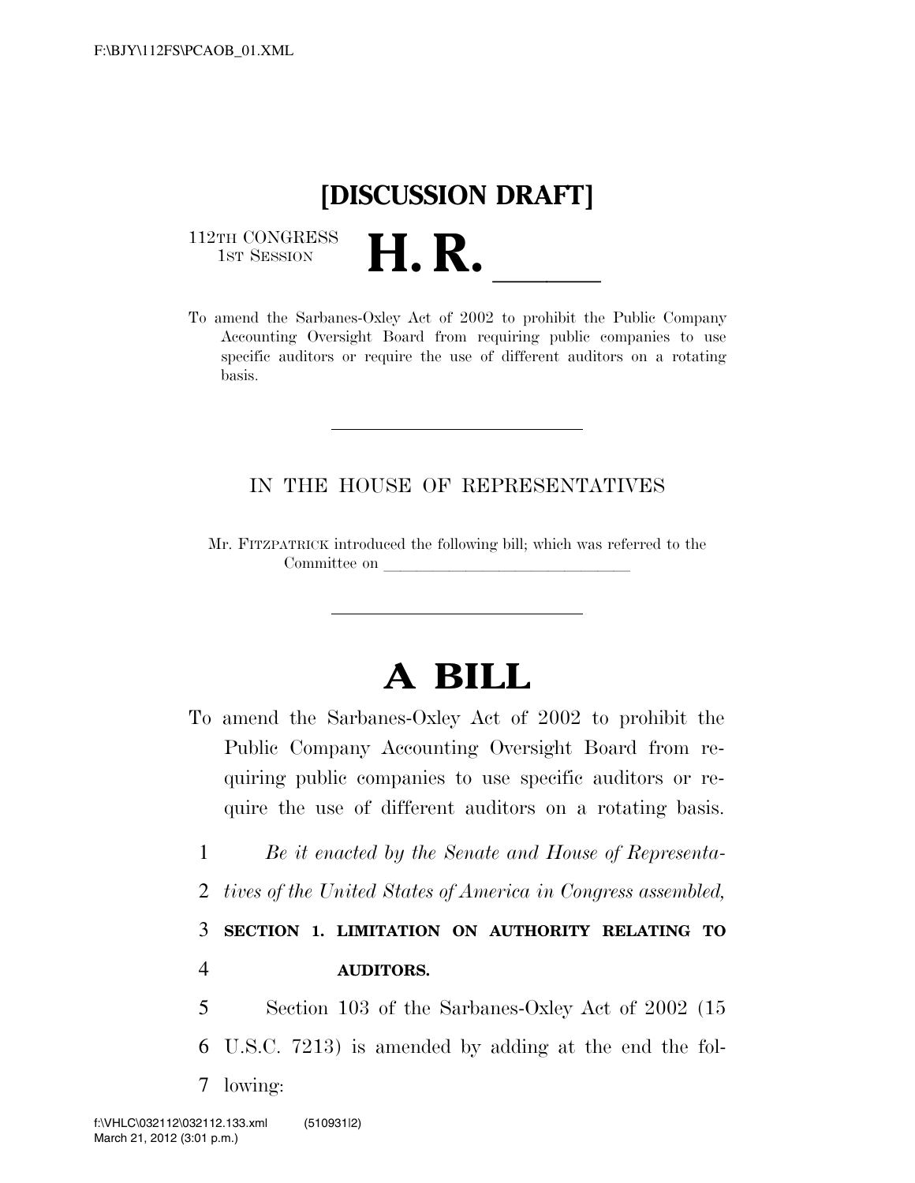# [DISCUSSION DRAFT]

112TH CONGRESS
1ST SESSION

# H. R. \_\_\_\_\_\_

To amend the Sarbanes-Oxley Act of 2002 to prohibit the Public Company Accounting Oversight Board from requiring public companies to use specific auditors or require the use of different auditors on a rotating basis.

---

IN THE HOUSE OF REPRESENTATIVES

Mr. FITZPATRICK introduced the following bill; which was referred to the Committee on \_\_\_\_\_\_\_\_\_\_\_\_\_\_\_\_\_\_\_\_\_\_\_\_\_\_\_\_\_\_

---

# A BILL

To amend the Sarbanes-Oxley Act of 2002 to prohibit the Public Company Accounting Oversight Board from requiring public companies to use specific auditors or require the use of different auditors on a rotating basis.

1 *Be it enacted by the Senate and House of Representa-*
2 *tives of the United States of America in Congress assembled,*

3 **SECTION 1. LIMITATION ON AUTHORITY RELATING TO**
4 **AUDITORS.**

5 Section 103 of the Sarbanes-Oxley Act of 2002 (15
6 U.S.C. 7213) is amended by adding at the end the fol-
7 lowing: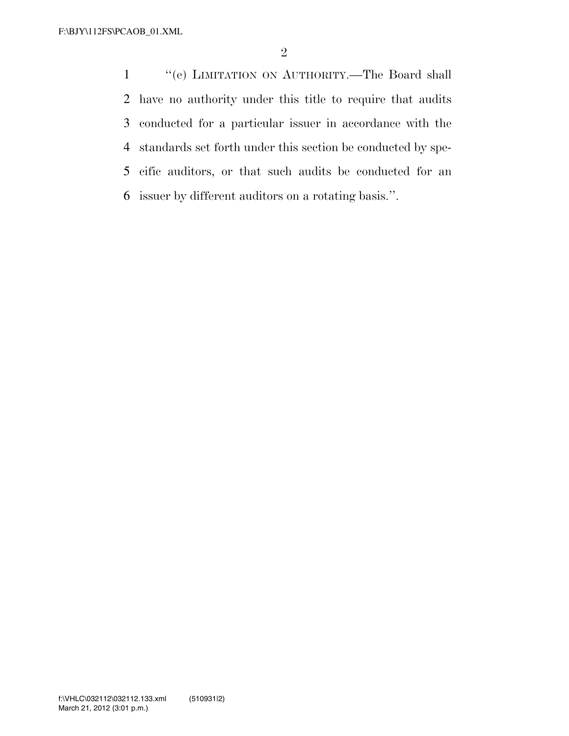''(e) LIMITATION ON AUTHORITY.—The Board shall have no authority under this title to require that audits conducted for a particular issuer in accordance with the standards set forth under this section be conducted by specific auditors, or that such audits be conducted for an issuer by different auditors on a rotating basis.''.